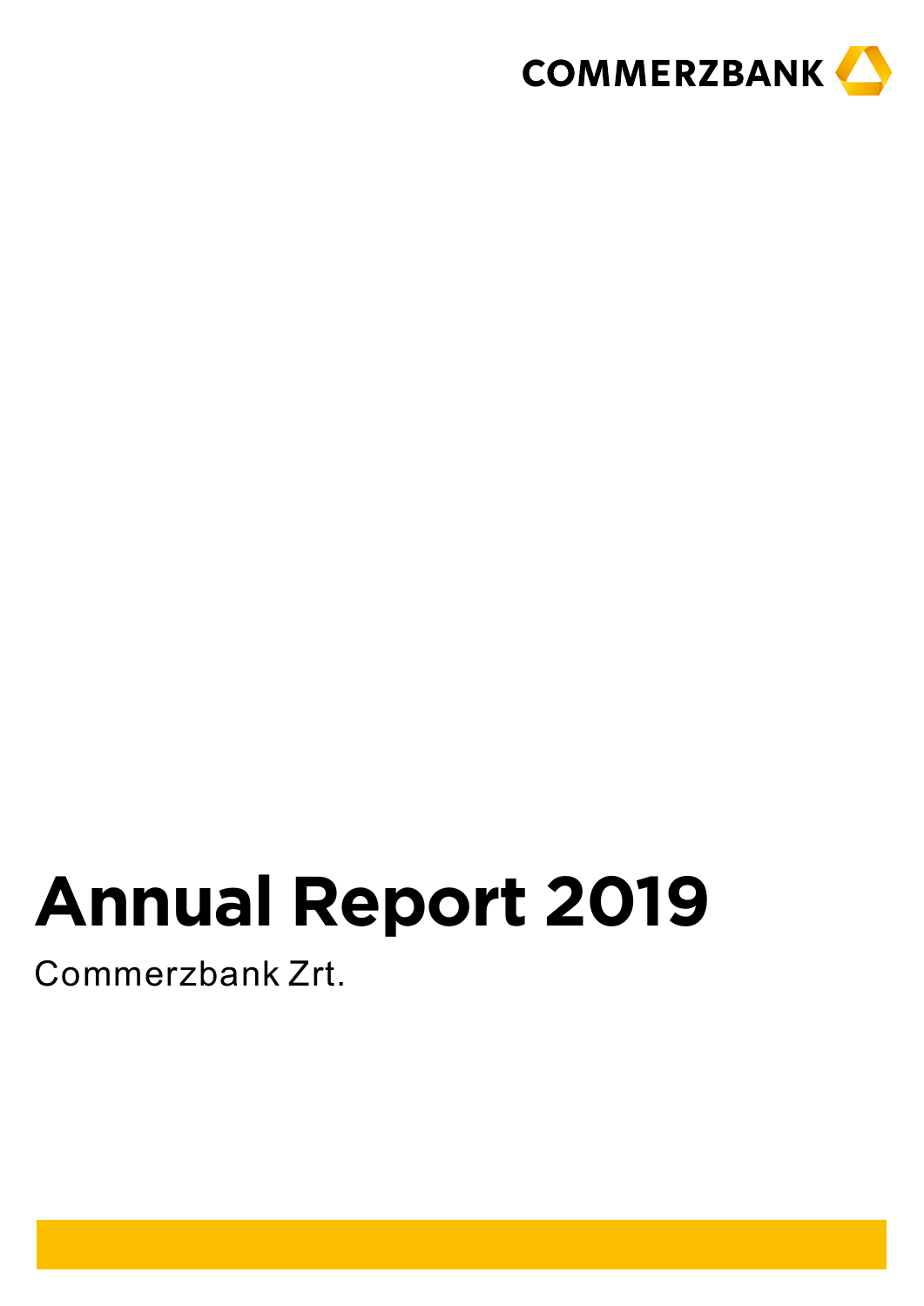COMMERZBANK

# Annual Report 2019

Commerzbank Zrt.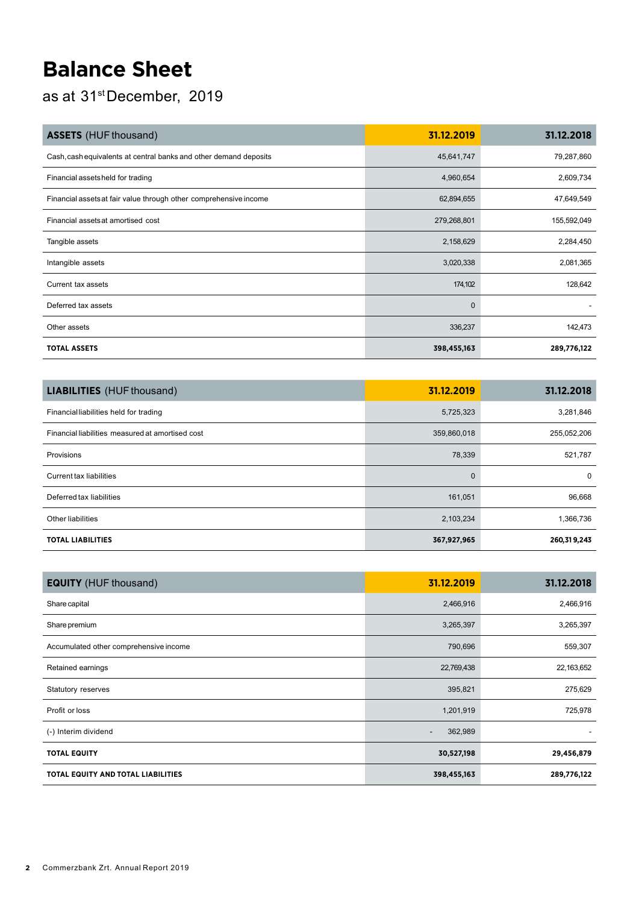# Balance Sheet

as at 31st December, 2019

| ASSETS (HUF thousand) | 31.12.2019 | 31.12.2018 |
|---|---|---|
| Cash, cash equivalents at central banks and other demand deposits | 45,641,747 | 79,287,860 |
| Financial assets held for trading | 4,960,654 | 2,609,734 |
| Financial assets at fair value through other comprehensive income | 62,894,655 | 47,649,549 |
| Financial assets at amortised cost | 279,268,801 | 155,592,049 |
| Tangible assets | 2,158,629 | 2,284,450 |
| Intangible assets | 3,020,338 | 2,081,365 |
| Current tax assets | 174,102 | 128,642 |
| Deferred tax assets | 0 | - |
| Other assets | 336,237 | 142,473 |
| **TOTAL ASSETS** | **398,455,163** | **289,776,122** |

| LIABILITIES (HUF thousand) | 31.12.2019 | 31.12.2018 |
|---|---|---|
| Financial liabilities held for trading | 5,725,323 | 3,281,846 |
| Financial liabilities measured at amortised cost | 359,860,018 | 255,052,206 |
| Provisions | 78,339 | 521,787 |
| Current tax liabilities | 0 | 0 |
| Deferred tax liabilities | 161,051 | 96,668 |
| Other liabilities | 2,103,234 | 1,366,736 |
| **TOTAL LIABILITIES** | **367,927,965** | **260,319,243** |

| EQUITY (HUF thousand) | 31.12.2019 | 31.12.2018 |
|---|---|---|
| Share capital | 2,466,916 | 2,466,916 |
| Share premium | 3,265,397 | 3,265,397 |
| Accumulated other comprehensive income | 790,696 | 559,307 |
| Retained earnings | 22,769,438 | 22,163,652 |
| Statutory reserves | 395,821 | 275,629 |
| Profit or loss | 1,201,919 | 725,978 |
| (-) Interim dividend | - 362,989 | - |
| **TOTAL EQUITY** | **30,527,198** | **29,456,879** |
| **TOTAL EQUITY AND TOTAL LIABILITIES** | **398,455,163** | **289,776,122** |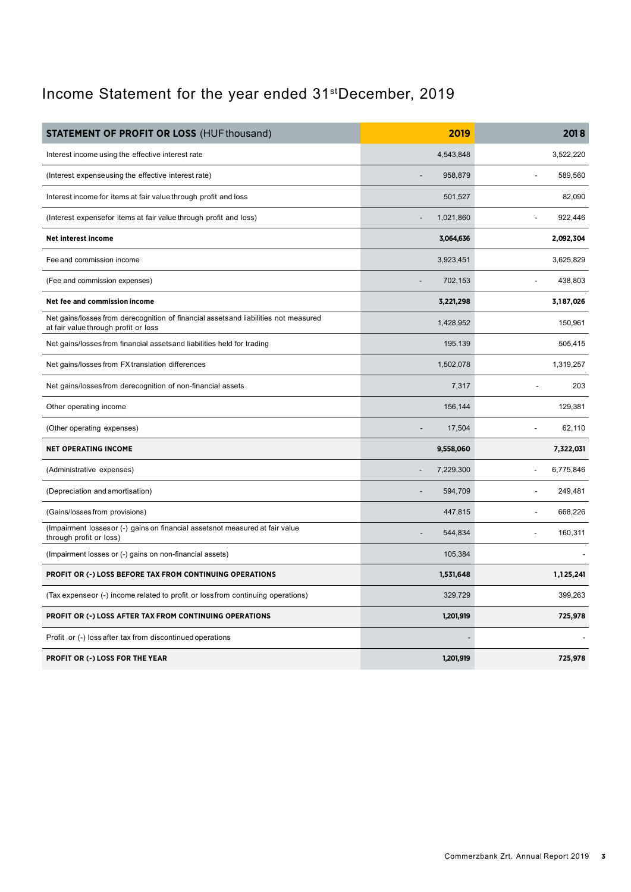# Income Statement for the year ended 31st December, 2019

| **STATEMENT OF PROFIT OR LOSS** (HUF thousand) | **2019** | **2018** |
|---|---|---|
| Interest income using the effective interest rate | 4,543,848 | 3,522,220 |
| (Interest expenseusing the effective interest rate) | - 958,879 | - 589,560 |
| Interest income for items at fair value through profit and loss | 501,527 | 82,090 |
| (Interest expensefor items at fair value through profit and loss) | - 1,021,860 | - 922,446 |
| **Net interest income** | **3,064,636** | **2,092,304** |
| Fee and commission income | 3,923,451 | 3,625,829 |
| (Fee and commission expenses) | - 702,153 | - 438,803 |
| **Net fee and commission income** | **3,221,298** | **3,187,026** |
| Net gains/losses from derecognition of financial assetsand liabilities not measured at fair value through profit or loss | 1,428,952 | 150,961 |
| Net gains/losses from financial assetsand liabilities held for trading | 195,139 | 505,415 |
| Net gains/losses from FX translation differences | 1,502,078 | 1,319,257 |
| Net gains/losses from derecognition of non-financial assets | 7,317 | - 203 |
| Other operating income | 156,144 | 129,381 |
| (Other operating expenses) | - 17,504 | - 62,110 |
| **NET OPERATING INCOME** | **9,558,060** | **7,322,031** |
| (Administrative expenses) | - 7,229,300 | - 6,775,846 |
| (Depreciation and amortisation) | - 594,709 | - 249,481 |
| (Gains/losses from provisions) | 447,815 | - 668,226 |
| (Impairment lossesor (-) gains on financial assetsnot measured at fair value through profit or loss) | - 544,834 | - 160,311 |
| (Impairment losses or (-) gains on non-financial assets) | 105,384 | - |
| **PROFIT OR (-) LOSS BEFORE TAX FROM CONTINUING OPERATIONS** | **1,531,648** | **1,125,241** |
| (Tax expenseor (-) income related to profit or lossfrom continuing operations) | 329,729 | 399,263 |
| **PROFIT OR (-) LOSS AFTER TAX FROM CONTINUING OPERATIONS** | **1,201,919** | **725,978** |
| Profit or (-) lossafter tax from discontinued operations | - | - |
| **PROFIT OR (-) LOSS FOR THE YEAR** | **1,201,919** | **725,978** |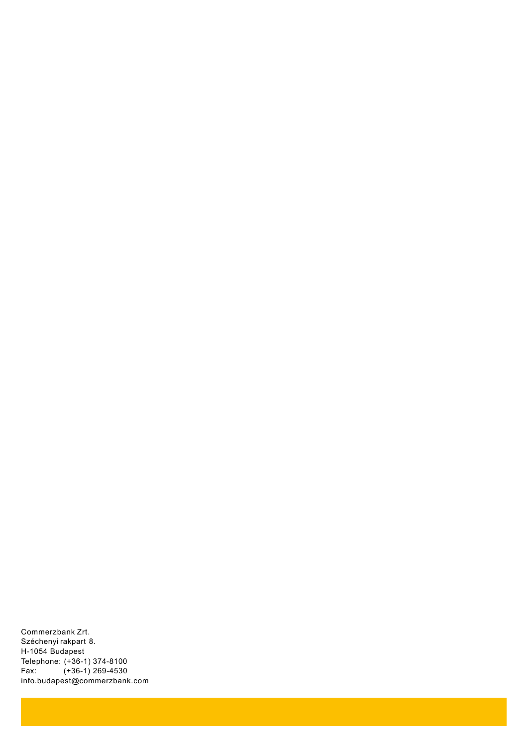Commerzbank Zrt.
Széchenyi rakpart 8.
H-1054 Budapest
Telephone: (+36-1) 374-8100
Fax: (+36-1) 269-4530
info.budapest@commerzbank.com